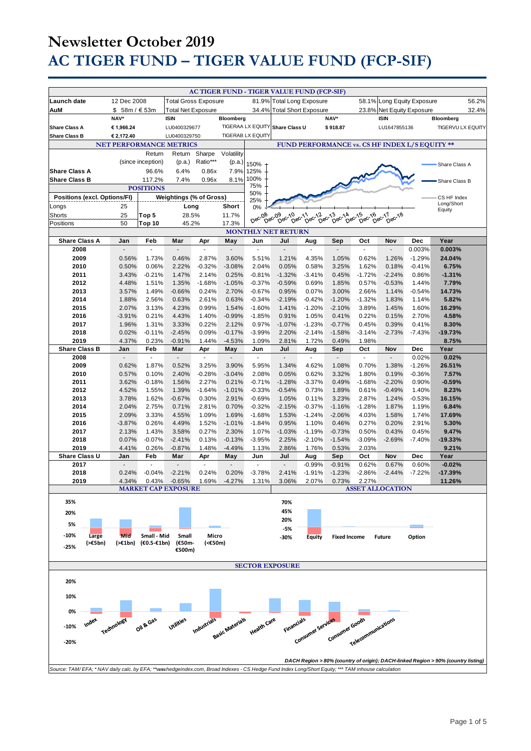# Newsletter October 2019

# AC TIGER FUND – TIGER VALUE FUND (FCP-SIF)

## AC TIGER FUND - TIGER VALUE FUND (FCP-SIF)

| | | | | | |
|---|---|---|---|---|---|
| **Launch date** | 12 Dec 2008 | Total Gross Exposure | 81.9% | Total Long Exposure | 58.1% |
| **AuM** | $ 58m / € 53m | Total Net Exposure | 34.4% | Total Short Exposure | 23.8% |
| Long Equity Exposure | 56.2% | Net Equity Exposure | 32.4% | | |

| | NAV* | ISIN | Bloomberg |
|---|---|---|---|
| **Share Class A** | € 1,966.24 | LU0400329677 | TIGERAA LX EQUITY |
| **Share Class B** | € 2,172.40 | LU0400329750 | TIGERAB LX EQUITY |
| **Share Class U** | $ 918.87 | LU1647855136 | TIGERVU LX EQUITY |

### NET PERFORMANCE METRICS

| | Return (since inception) | Return (p.a.) | Sharpe Ratio*** | Volatility (p.a.) |
|---|---|---|---|---|
| **Share Class A** | 96.6% | 6.4% | 0.86x | 7.9% |
| **Share Class B** | 117.2% | 7.4% | 0.96x | 8.1% |

### POSITIONS

| Positions (excl. Options/FI) | | Weightings (% of Gross) | Long | Short |
|---|---|---|---|---|
| Longs | 25 | | | |
| Shorts | 25 | Top 5 | 28.5% | 11.7% |
| Positions | 50 | Top 10 | 45.2% | 17.3% |

### FUND PERFORMANCE vs. CS HF INDEX L/S EQUITY **

Share Class A; Share Class B; CS HF Index Long/Short Equity (Dec-08 to Dec-18)

### MONTHLY NET RETURN

| Share Class A | Jan | Feb | Mar | Apr | May | Jun | Jul | Aug | Sep | Oct | Nov | Dec | Year |
|---|---|---|---|---|---|---|---|---|---|---|---|---|---|
| **2008** | - | - | - | - | - | - | - | - | - | - | - | 0.003% | **0.003%** |
| **2009** | 0.56% | 1.73% | 0.46% | 2.87% | 3.60% | 5.51% | 1.21% | 4.35% | 1.05% | 0.62% | 1.26% | -1.29% | **24.04%** |
| **2010** | 0.50% | 0.06% | 2.22% | -0.32% | -3.08% | 2.04% | 0.05% | 0.58% | 3.25% | 1.62% | 0.18% | -0.41% | **6.75%** |
| **2011** | 3.43% | -0.21% | 1.47% | 2.14% | 0.25% | -0.81% | -1.32% | -3.41% | 0.45% | -1.72% | -2.24% | 0.86% | **-1.31%** |
| **2012** | 4.48% | 1.51% | 1.35% | -1.68% | -1.05% | -0.37% | -0.59% | 0.69% | 1.85% | 0.57% | -0.53% | 1.44% | **7.79%** |
| **2013** | 3.57% | 1.49% | -0.66% | 0.24% | 2.70% | -0.67% | 0.95% | 0.07% | 3.00% | 2.66% | 1.14% | -0.54% | **14.73%** |
| **2014** | 1.88% | 2.56% | 0.63% | 2.61% | 0.63% | -0.34% | -2.19% | -0.42% | -1.20% | -1.32% | 1.83% | 1.14% | **5.82%** |
| **2015** | 2.07% | 3.13% | 4.23% | 0.99% | 1.54% | -1.60% | 1.41% | -1.20% | -2.10% | 3.89% | 1.45% | 1.60% | **16.29%** |
| **2016** | -3.91% | 0.21% | 4.43% | 1.40% | -0.99% | -1.85% | 0.91% | 1.05% | 0.41% | 0.22% | 0.15% | 2.70% | **4.58%** |
| **2017** | 1.96% | 1.31% | 3.33% | 0.22% | 2.12% | 0.97% | -1.07% | -1.23% | -0.77% | 0.45% | 0.39% | 0.41% | **8.30%** |
| **2018** | 0.02% | -0.11% | -2.45% | 0.09% | -0.17% | -3.99% | 2.20% | -2.14% | -1.58% | -3.14% | -2.73% | -7.43% | **-19.73%** |
| **2019** | 4.37% | 0.23% | -0.91% | 1.44% | -4.53% | 1.09% | 2.81% | 1.72% | 0.49% | 1.98% | | | **8.75%** |
| **Share Class B** | **Jan** | **Feb** | **Mar** | **Apr** | **May** | **Jun** | **Jul** | **Aug** | **Sep** | **Oct** | **Nov** | **Dec** | **Year** |
| **2008** | - | - | - | - | - | - | - | - | - | - | - | 0.02% | **0.02%** |
| **2009** | 0.62% | 1.87% | 0.52% | 3.25% | 3.90% | 5.95% | 1.34% | 4.62% | 1.08% | 0.70% | 1.38% | -1.26% | **26.51%** |
| **2010** | 0.57% | 0.10% | 2.40% | -0.28% | -3.04% | 2.08% | 0.05% | 0.62% | 3.32% | 1.80% | 0.19% | -0.36% | **7.57%** |
| **2011** | 3.62% | -0.18% | 1.56% | 2.27% | 0.21% | -0.71% | -1.28% | -3.37% | 0.49% | -1.68% | -2.20% | 0.90% | **-0.59%** |
| **2012** | 4.52% | 1.55% | 1.39% | -1.64% | -1.01% | -0.33% | -0.54% | 0.73% | 1.89% | 0.61% | -0.49% | 1.40% | **8.23%** |
| **2013** | 3.78% | 1.62% | -0.67% | 0.30% | 2.91% | -0.69% | 1.05% | 0.11% | 3.23% | 2.87% | 1.24% | -0.53% | **16.15%** |
| **2014** | 2.04% | 2.75% | 0.71% | 2.81% | 0.70% | -0.32% | -2.15% | -0.37% | -1.16% | -1.28% | 1.87% | 1.19% | **6.84%** |
| **2015** | 2.09% | 3.33% | 4.55% | 1.09% | 1.69% | -1.68% | 1.53% | -1.24% | -2.06% | 4.03% | 1.58% | 1.74% | **17.69%** |
| **2016** | -3.87% | 0.26% | 4.49% | 1.52% | -1.01% | -1.84% | 0.95% | 1.10% | 0.46% | 0.27% | 0.20% | 2.91% | **5.30%** |
| **2017** | 2.13% | 1.43% | 3.58% | 0.27% | 2.30% | 1.07% | -1.03% | -1.19% | -0.73% | 0.50% | 0.43% | 0.45% | **9.47%** |
| **2018** | 0.07% | -0.07% | -2.41% | 0.13% | -0.13% | -3.95% | 2.25% | -2.10% | -1.54% | -3.09% | -2.69% | -7.40% | **-19.33%** |
| **2019** | 4.41% | 0.26% | -0.87% | 1.48% | -4.49% | 1.13% | 2.86% | 1.76% | 0.53% | 2.03% | | | **9.21%** |
| **Share Class U** | **Jan** | **Feb** | **Mar** | **Apr** | **May** | **Jun** | **Jul** | **Aug** | **Sep** | **Oct** | **Nov** | **Dec** | **Year** |
| **2017** | - | - | - | - | - | - | - | -0.99% | -0.91% | 0.62% | 0.67% | 0.60% | **-0.02%** |
| **2018** | 0.24% | -0.04% | -2.21% | 0.24% | 0.20% | -3.78% | 2.41% | -1.91% | -1.23% | -2.86% | -2.44% | -7.22% | **-17.39%** |
| **2019** | 4.34% | 0.43% | -0.65% | 1.69% | -4.27% | 1.31% | 3.06% | 2.07% | 0.73% | 2.27% | | | **11.26%** |

### MARKET CAP EXPOSURE

Large (>€5bn); Mid (>€1bn); Small - Mid (€0.5-€1bn); Small (€50m-€500m); Micro (<€50m)

### ASSET ALLOCATION

Equity; Fixed Income; Future; Option

### SECTOR EXPOSURE

Index; Technology; Oil & Gas; Utilities; Industrials; Basic Materials; Health Care; Financials; Consumer Services; Consumer Goods; Telecommunications

*DACH Region > 80% (country of origin); DACH-linked Region > 90% (country listing)*

*Source: TAM/ EFA; * NAV daily calc. by EFA; **www.hedgeindex.com, Broad Indexes - CS Hedge Fund Index Long/Short Equity; *** TAM inhouse calculation*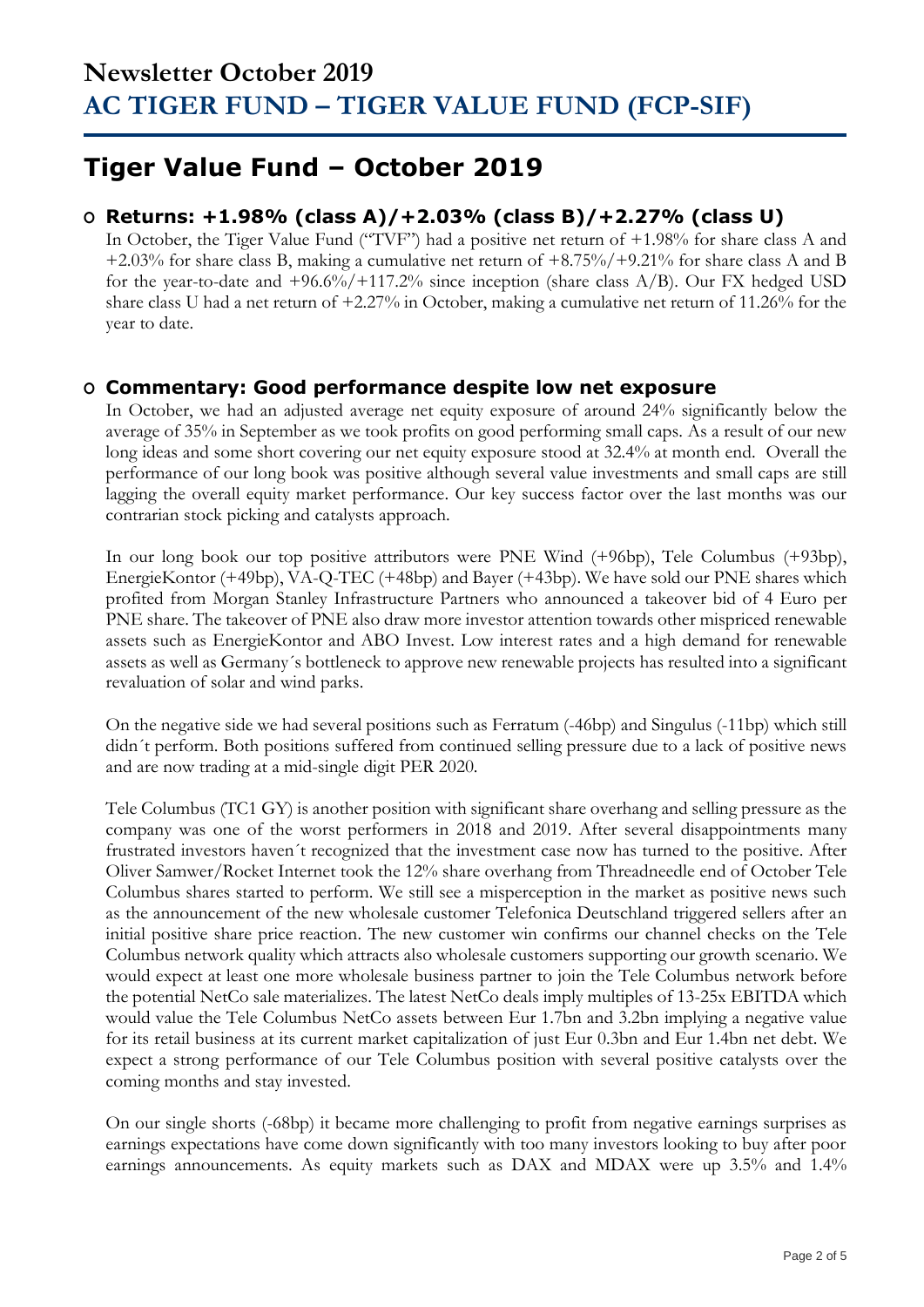# Newsletter October 2019
# AC TIGER FUND – TIGER VALUE FUND (FCP-SIF)

## Tiger Value Fund – October 2019

### Returns: +1.98% (class A)/+2.03% (class B)/+2.27% (class U)

In October, the Tiger Value Fund ("TVF") had a positive net return of +1.98% for share class A and +2.03% for share class B, making a cumulative net return of +8.75%/+9.21% for share class A and B for the year-to-date and +96.6%/+117.2% since inception (share class A/B). Our FX hedged USD share class U had a net return of +2.27% in October, making a cumulative net return of 11.26% for the year to date.

### Commentary: Good performance despite low net exposure

In October, we had an adjusted average net equity exposure of around 24% significantly below the average of 35% in September as we took profits on good performing small caps. As a result of our new long ideas and some short covering our net equity exposure stood at 32.4% at month end. Overall the performance of our long book was positive although several value investments and small caps are still lagging the overall equity market performance. Our key success factor over the last months was our contrarian stock picking and catalysts approach.

In our long book our top positive attributors were PNE Wind (+96bp), Tele Columbus (+93bp), EnergieKontor (+49bp), VA-Q-TEC (+48bp) and Bayer (+43bp). We have sold our PNE shares which profited from Morgan Stanley Infrastructure Partners who announced a takeover bid of 4 Euro per PNE share. The takeover of PNE also draw more investor attention towards other mispriced renewable assets such as EnergieKontor and ABO Invest. Low interest rates and a high demand for renewable assets as well as Germany´s bottleneck to approve new renewable projects has resulted into a significant revaluation of solar and wind parks.

On the negative side we had several positions such as Ferratum (-46bp) and Singulus (-11bp) which still didn´t perform. Both positions suffered from continued selling pressure due to a lack of positive news and are now trading at a mid-single digit PER 2020.

Tele Columbus (TC1 GY) is another position with significant share overhang and selling pressure as the company was one of the worst performers in 2018 and 2019. After several disappointments many frustrated investors haven´t recognized that the investment case now has turned to the positive. After Oliver Samwer/Rocket Internet took the 12% share overhang from Threadneedle end of October Tele Columbus shares started to perform. We still see a misperception in the market as positive news such as the announcement of the new wholesale customer Telefonica Deutschland triggered sellers after an initial positive share price reaction. The new customer win confirms our channel checks on the Tele Columbus network quality which attracts also wholesale customers supporting our growth scenario. We would expect at least one more wholesale business partner to join the Tele Columbus network before the potential NetCo sale materializes. The latest NetCo deals imply multiples of 13-25x EBITDA which would value the Tele Columbus NetCo assets between Eur 1.7bn and 3.2bn implying a negative value for its retail business at its current market capitalization of just Eur 0.3bn and Eur 1.4bn net debt. We expect a strong performance of our Tele Columbus position with several positive catalysts over the coming months and stay invested.

On our single shorts (-68bp) it became more challenging to profit from negative earnings surprises as earnings expectations have come down significantly with too many investors looking to buy after poor earnings announcements. As equity markets such as DAX and MDAX were up 3.5% and 1.4%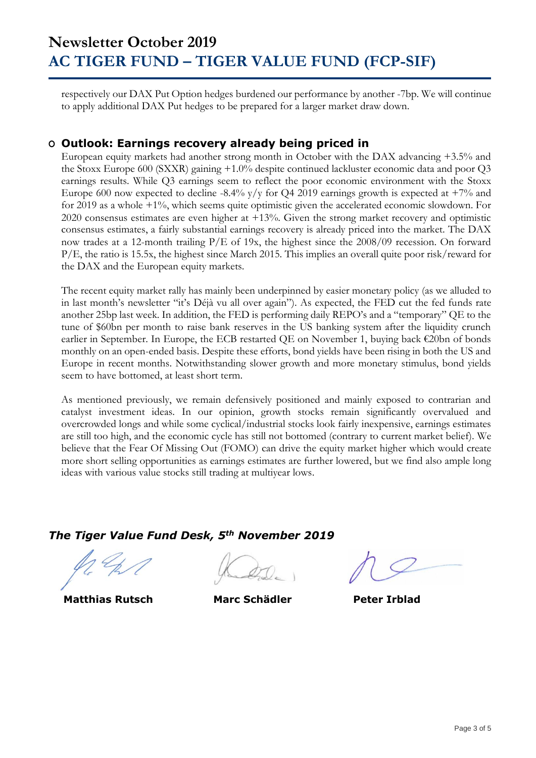respectively our DAX Put Option hedges burdened our performance by another -7bp. We will continue to apply additional DAX Put hedges to be prepared for a larger market draw down.

## Outlook: Earnings recovery already being priced in

European equity markets had another strong month in October with the DAX advancing +3.5% and the Stoxx Europe 600 (SXXR) gaining +1.0% despite continued lackluster economic data and poor Q3 earnings results. While Q3 earnings seem to reflect the poor economic environment with the Stoxx Europe 600 now expected to decline -8.4% y/y for Q4 2019 earnings growth is expected at +7% and for 2019 as a whole +1%, which seems quite optimistic given the accelerated economic slowdown. For 2020 consensus estimates are even higher at +13%. Given the strong market recovery and optimistic consensus estimates, a fairly substantial earnings recovery is already priced into the market. The DAX now trades at a 12-month trailing P/E of 19x, the highest since the 2008/09 recession. On forward P/E, the ratio is 15.5x, the highest since March 2015. This implies an overall quite poor risk/reward for the DAX and the European equity markets.

The recent equity market rally has mainly been underpinned by easier monetary policy (as we alluded to in last month's newsletter "it's Déjà vu all over again"). As expected, the FED cut the fed funds rate another 25bp last week. In addition, the FED is performing daily REPO's and a "temporary" QE to the tune of $60bn per month to raise bank reserves in the US banking system after the liquidity crunch earlier in September. In Europe, the ECB restarted QE on November 1, buying back €20bn of bonds monthly on an open-ended basis. Despite these efforts, bond yields have been rising in both the US and Europe in recent months. Notwithstanding slower growth and more monetary stimulus, bond yields seem to have bottomed, at least short term.

As mentioned previously, we remain defensively positioned and mainly exposed to contrarian and catalyst investment ideas. In our opinion, growth stocks remain significantly overvalued and overcrowded longs and while some cyclical/industrial stocks look fairly inexpensive, earnings estimates are still too high, and the economic cycle has still not bottomed (contrary to current market belief). We believe that the Fear Of Missing Out (FOMO) can drive the equity market higher which would create more short selling opportunities as earnings estimates are further lowered, but we find also ample long ideas with various value stocks still trading at multiyear lows.

***The Tiger Value Fund Desk, 5th November 2019***

**Matthias Rutsch** **Marc Schädler** **Peter Irblad**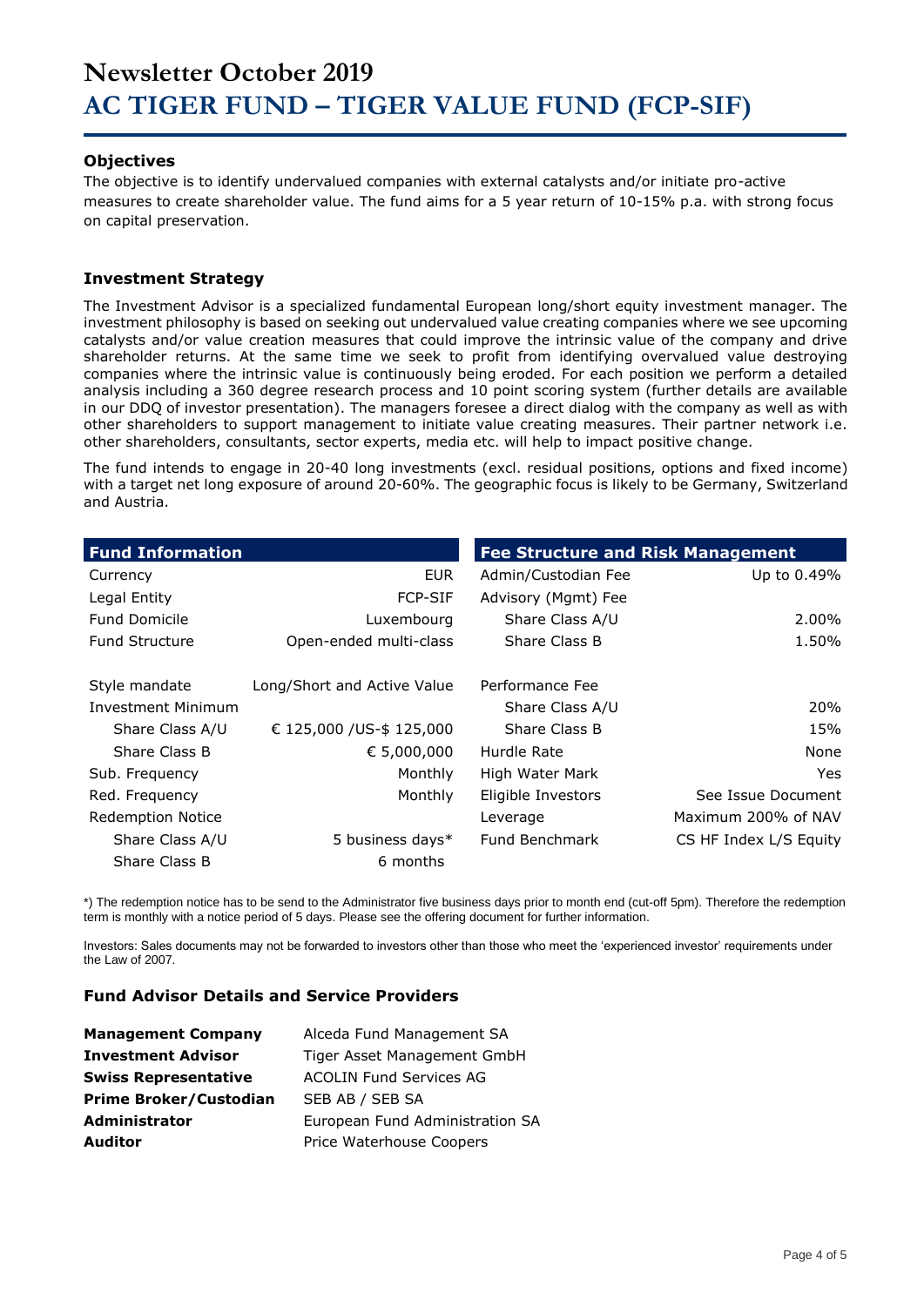# Newsletter October 2019
# AC TIGER FUND – TIGER VALUE FUND (FCP-SIF)

### Objectives

The objective is to identify undervalued companies with external catalysts and/or initiate pro-active measures to create shareholder value. The fund aims for a 5 year return of 10-15% p.a. with strong focus on capital preservation.

### Investment Strategy

The Investment Advisor is a specialized fundamental European long/short equity investment manager. The investment philosophy is based on seeking out undervalued value creating companies where we see upcoming catalysts and/or value creation measures that could improve the intrinsic value of the company and drive shareholder returns. At the same time we seek to profit from identifying overvalued value destroying companies where the intrinsic value is continuously being eroded. For each position we perform a detailed analysis including a 360 degree research process and 10 point scoring system (further details are available in our DDQ of investor presentation). The managers foresee a direct dialog with the company as well as with other shareholders to support management to initiate value creating measures. Their partner network i.e. other shareholders, consultants, sector experts, media etc. will help to impact positive change.

The fund intends to engage in 20-40 long investments (excl. residual positions, options and fixed income) with a target net long exposure of around 20-60%. The geographic focus is likely to be Germany, Switzerland and Austria.

| Fund Information | |
|---|---|
| Currency | EUR |
| Legal Entity | FCP-SIF |
| Fund Domicile | Luxembourg |
| Fund Structure | Open-ended multi-class |
| Style mandate | Long/Short and Active Value |
| Investment Minimum | |
| Share Class A/U | € 125,000 /US-$ 125,000 |
| Share Class B | € 5,000,000 |
| Sub. Frequency | Monthly |
| Red. Frequency | Monthly |
| Redemption Notice | |
| Share Class A/U | 5 business days* |
| Share Class B | 6 months |

| Fee Structure and Risk Management | |
|---|---|
| Admin/Custodian Fee | Up to 0.49% |
| Advisory (Mgmt) Fee | |
| Share Class A/U | 2.00% |
| Share Class B | 1.50% |
| Performance Fee | |
| Share Class A/U | 20% |
| Share Class B | 15% |
| Hurdle Rate | None |
| High Water Mark | Yes |
| Eligible Investors | See Issue Document |
| Leverage | Maximum 200% of NAV |
| Fund Benchmark | CS HF Index L/S Equity |

*) The redemption notice has to be send to the Administrator five business days prior to month end (cut-off 5pm). Therefore the redemption term is monthly with a notice period of 5 days. Please see the offering document for further information.

Investors: Sales documents may not be forwarded to investors other than those who meet the 'experienced investor' requirements under the Law of 2007.

### Fund Advisor Details and Service Providers

| | |
|---|---|
| **Management Company** | Alceda Fund Management SA |
| **Investment Advisor** | Tiger Asset Management GmbH |
| **Swiss Representative** | ACOLIN Fund Services AG |
| **Prime Broker/Custodian** | SEB AB / SEB SA |
| **Administrator** | European Fund Administration SA |
| **Auditor** | Price Waterhouse Coopers |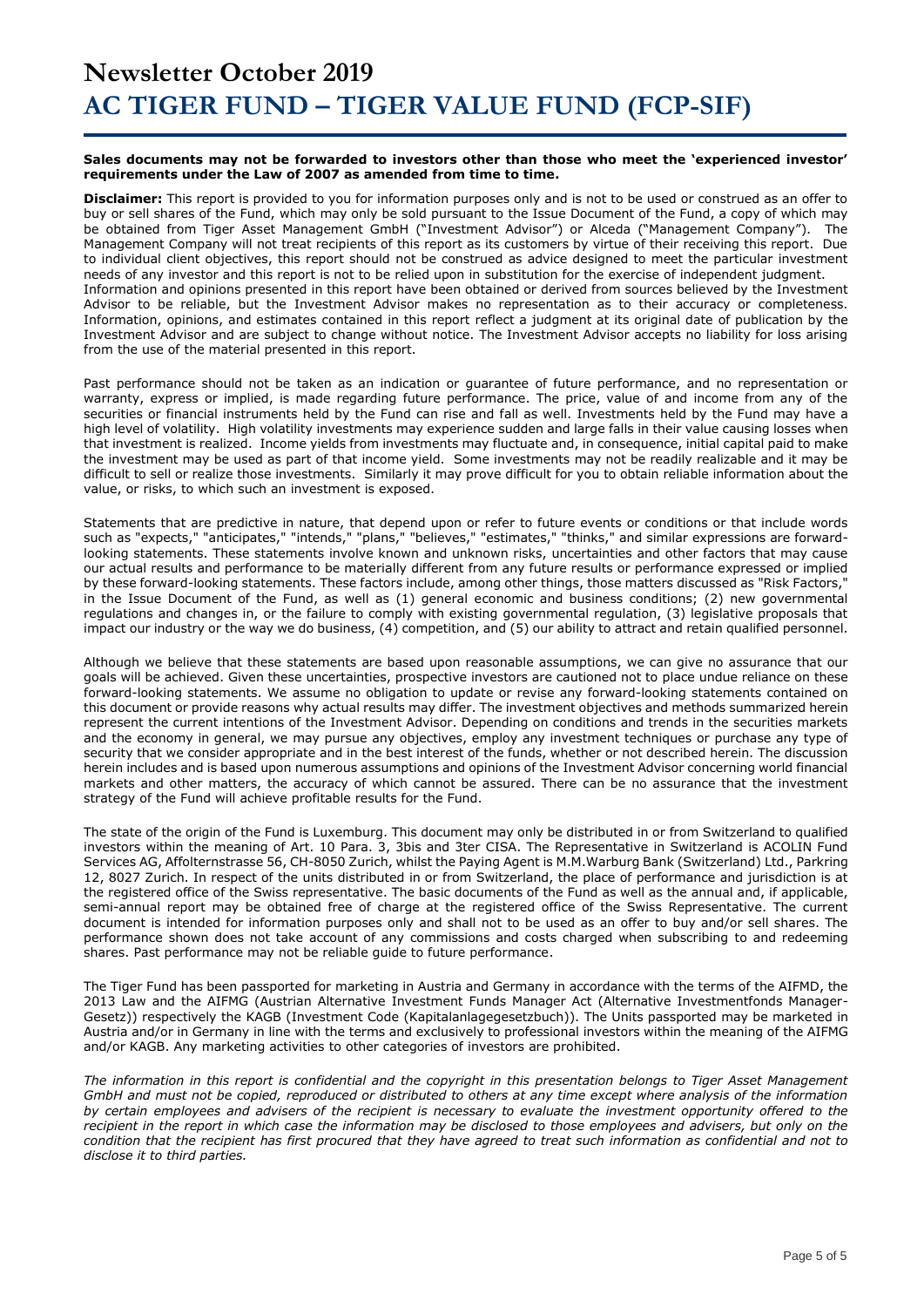# Newsletter October 2019

# AC TIGER FUND – TIGER VALUE FUND (FCP-SIF)

**Sales documents may not be forwarded to investors other than those who meet the 'experienced investor' requirements under the Law of 2007 as amended from time to time.**

**Disclaimer:** This report is provided to you for information purposes only and is not to be used or construed as an offer to buy or sell shares of the Fund, which may only be sold pursuant to the Issue Document of the Fund, a copy of which may be obtained from Tiger Asset Management GmbH ("Investment Advisor") or Alceda ("Management Company"). The Management Company will not treat recipients of this report as its customers by virtue of their receiving this report. Due to individual client objectives, this report should not be construed as advice designed to meet the particular investment needs of any investor and this report is not to be relied upon in substitution for the exercise of independent judgment. Information and opinions presented in this report have been obtained or derived from sources believed by the Investment Advisor to be reliable, but the Investment Advisor makes no representation as to their accuracy or completeness. Information, opinions, and estimates contained in this report reflect a judgment at its original date of publication by the Investment Advisor and are subject to change without notice. The Investment Advisor accepts no liability for loss arising from the use of the material presented in this report.

Past performance should not be taken as an indication or guarantee of future performance, and no representation or warranty, express or implied, is made regarding future performance. The price, value of and income from any of the securities or financial instruments held by the Fund can rise and fall as well. Investments held by the Fund may have a high level of volatility. High volatility investments may experience sudden and large falls in their value causing losses when that investment is realized. Income yields from investments may fluctuate and, in consequence, initial capital paid to make the investment may be used as part of that income yield. Some investments may not be readily realizable and it may be difficult to sell or realize those investments. Similarly it may prove difficult for you to obtain reliable information about the value, or risks, to which such an investment is exposed.

Statements that are predictive in nature, that depend upon or refer to future events or conditions or that include words such as "expects," "anticipates," "intends," "plans," "believes," "estimates," "thinks," and similar expressions are forward-looking statements. These statements involve known and unknown risks, uncertainties and other factors that may cause our actual results and performance to be materially different from any future results or performance expressed or implied by these forward-looking statements. These factors include, among other things, those matters discussed as "Risk Factors," in the Issue Document of the Fund, as well as (1) general economic and business conditions; (2) new governmental regulations and changes in, or the failure to comply with existing governmental regulation, (3) legislative proposals that impact our industry or the way we do business, (4) competition, and (5) our ability to attract and retain qualified personnel.

Although we believe that these statements are based upon reasonable assumptions, we can give no assurance that our goals will be achieved. Given these uncertainties, prospective investors are cautioned not to place undue reliance on these forward-looking statements. We assume no obligation to update or revise any forward-looking statements contained on this document or provide reasons why actual results may differ. The investment objectives and methods summarized herein represent the current intentions of the Investment Advisor. Depending on conditions and trends in the securities markets and the economy in general, we may pursue any objectives, employ any investment techniques or purchase any type of security that we consider appropriate and in the best interest of the funds, whether or not described herein. The discussion herein includes and is based upon numerous assumptions and opinions of the Investment Advisor concerning world financial markets and other matters, the accuracy of which cannot be assured. There can be no assurance that the investment strategy of the Fund will achieve profitable results for the Fund.

The state of the origin of the Fund is Luxemburg. This document may only be distributed in or from Switzerland to qualified investors within the meaning of Art. 10 Para. 3, 3bis and 3ter CISA. The Representative in Switzerland is ACOLIN Fund Services AG, Affolternstrasse 56, CH-8050 Zurich, whilst the Paying Agent is M.M.Warburg Bank (Switzerland) Ltd., Parkring 12, 8027 Zurich. In respect of the units distributed in or from Switzerland, the place of performance and jurisdiction is at the registered office of the Swiss representative. The basic documents of the Fund as well as the annual and, if applicable, semi-annual report may be obtained free of charge at the registered office of the Swiss Representative. The current document is intended for information purposes only and shall not to be used as an offer to buy and/or sell shares. The performance shown does not take account of any commissions and costs charged when subscribing to and redeeming shares. Past performance may not be reliable guide to future performance.

The Tiger Fund has been passported for marketing in Austria and Germany in accordance with the terms of the AIFMD, the 2013 Law and the AIFMG (Austrian Alternative Investment Funds Manager Act (Alternative Investmentfonds Manager-Gesetz)) respectively the KAGB (Investment Code (Kapitalanlagegesetzbuch)). The Units passported may be marketed in Austria and/or in Germany in line with the terms and exclusively to professional investors within the meaning of the AIFMG and/or KAGB. Any marketing activities to other categories of investors are prohibited.

*The information in this report is confidential and the copyright in this presentation belongs to Tiger Asset Management GmbH and must not be copied, reproduced or distributed to others at any time except where analysis of the information by certain employees and advisers of the recipient is necessary to evaluate the investment opportunity offered to the recipient in the report in which case the information may be disclosed to those employees and advisers, but only on the condition that the recipient has first procured that they have agreed to treat such information as confidential and not to disclose it to third parties.*